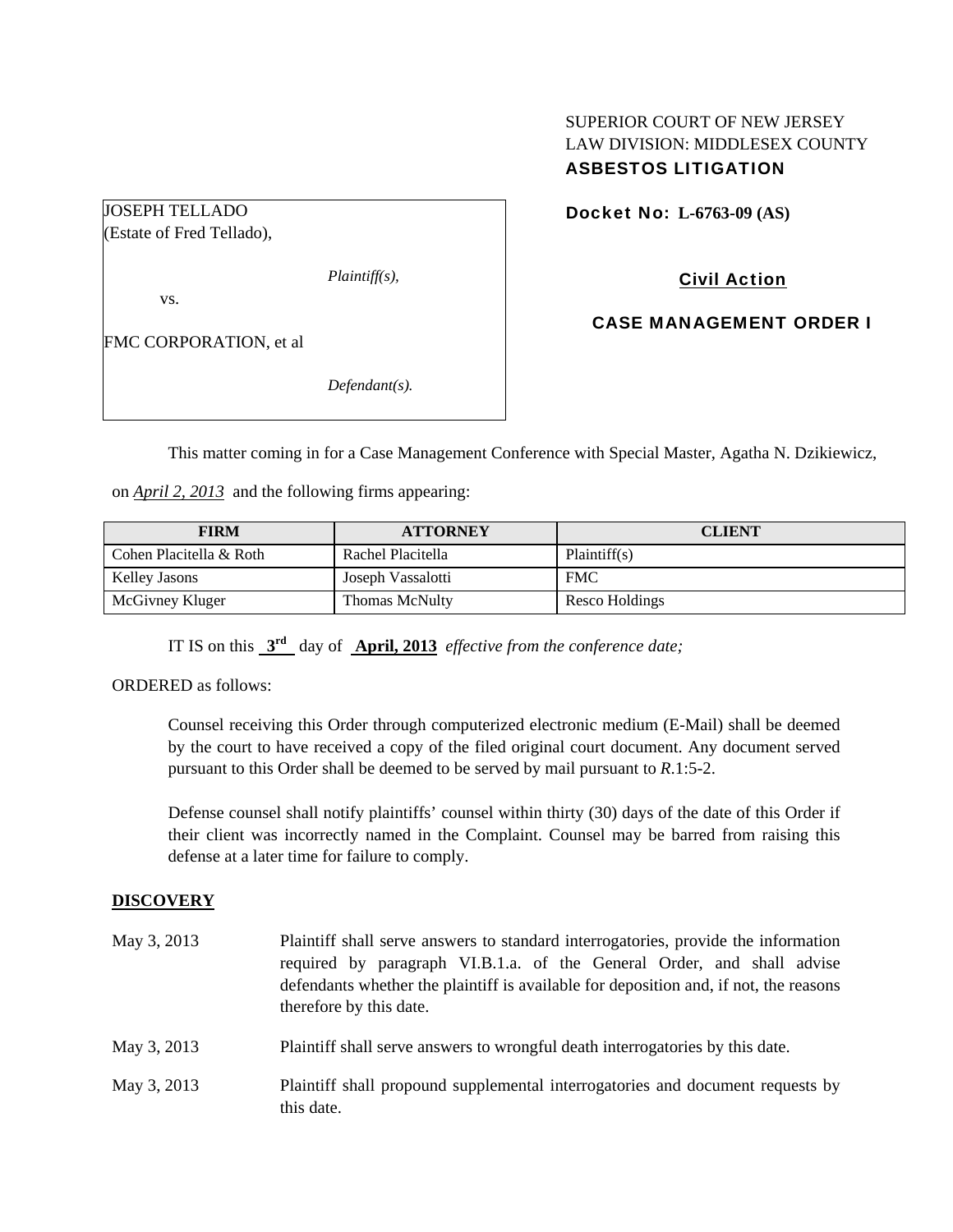SUPERIOR COURT OF NEW JERSEY
LAW DIVISION: MIDDLESEX COUNTY
**ASBESTOS LITIGATION**

JOSEPH TELLADO
(Estate of Fred Tellado),

*Plaintiff(s),*

vs.

FMC CORPORATION, et al

*Defendant(s).*

**Docket No: L-6763-09 (AS)**

**Civil Action**

**CASE MANAGEMENT ORDER I**

This matter coming in for a Case Management Conference with Special Master, Agatha N. Dzikiewicz, on *April 2, 2013* and the following firms appearing:

| FIRM | ATTORNEY | CLIENT |
|---|---|---|
| Cohen Placitella & Roth | Rachel Placitella | Plaintiff(s) |
| Kelley Jasons | Joseph Vassalotti | FMC |
| McGivney Kluger | Thomas McNulty | Resco Holdings |

IT IS on this **3rd** day of **April, 2013** *effective from the conference date;*

ORDERED as follows:

Counsel receiving this Order through computerized electronic medium (E-Mail) shall be deemed by the court to have received a copy of the filed original court document. Any document served pursuant to this Order shall be deemed to be served by mail pursuant to *R*.1:5-2.

Defense counsel shall notify plaintiffs' counsel within thirty (30) days of the date of this Order if their client was incorrectly named in the Complaint. Counsel may be barred from raising this defense at a later time for failure to comply.

**DISCOVERY**

May 3, 2013 — Plaintiff shall serve answers to standard interrogatories, provide the information required by paragraph VI.B.1.a. of the General Order, and shall advise defendants whether the plaintiff is available for deposition and, if not, the reasons therefore by this date.

May 3, 2013 — Plaintiff shall serve answers to wrongful death interrogatories by this date.

May 3, 2013 — Plaintiff shall propound supplemental interrogatories and document requests by this date.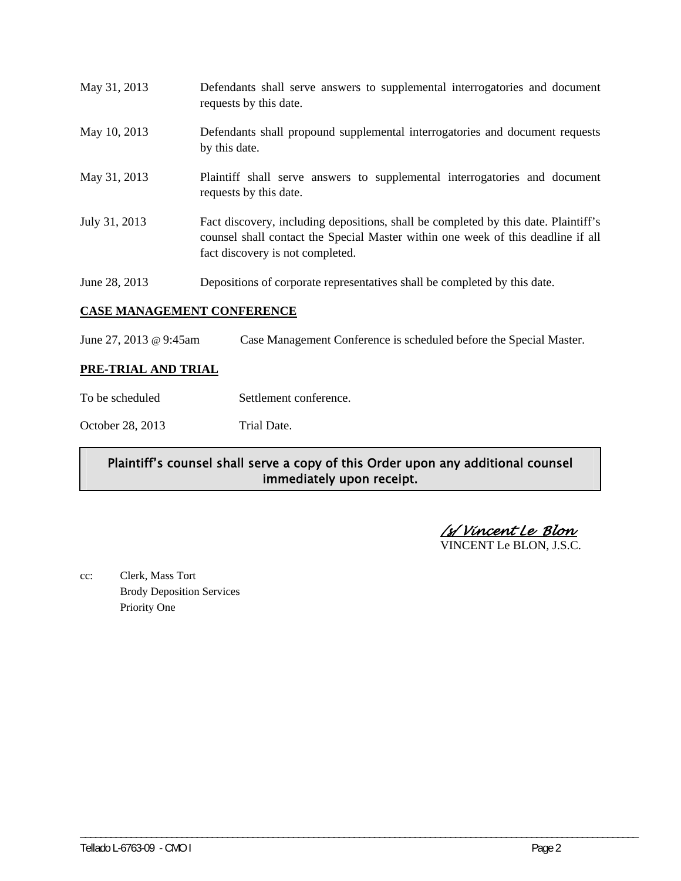| | |
|---|---|
| May 31, 2013 | Defendants shall serve answers to supplemental interrogatories and document requests by this date. |
| May 10, 2013 | Defendants shall propound supplemental interrogatories and document requests by this date. |
| May 31, 2013 | Plaintiff shall serve answers to supplemental interrogatories and document requests by this date. |
| July 31, 2013 | Fact discovery, including depositions, shall be completed by this date. Plaintiff's counsel shall contact the Special Master within one week of this deadline if all fact discovery is not completed. |
| June 28, 2013 | Depositions of corporate representatives shall be completed by this date. |

**CASE MANAGEMENT CONFERENCE**

| | |
|---|---|
| June 27, 2013 @ 9:45am | Case Management Conference is scheduled before the Special Master. |

**PRE-TRIAL AND TRIAL**

| | |
|---|---|
| To be scheduled | Settlement conference. |
| October 28, 2013 | Trial Date. |

**Plaintiff's counsel shall serve a copy of this Order upon any additional counsel immediately upon receipt.**

*/s/ Vincent Le Blon*
VINCENT Le BLON, J.S.C.

cc: Clerk, Mass Tort
Brody Deposition Services
Priority One